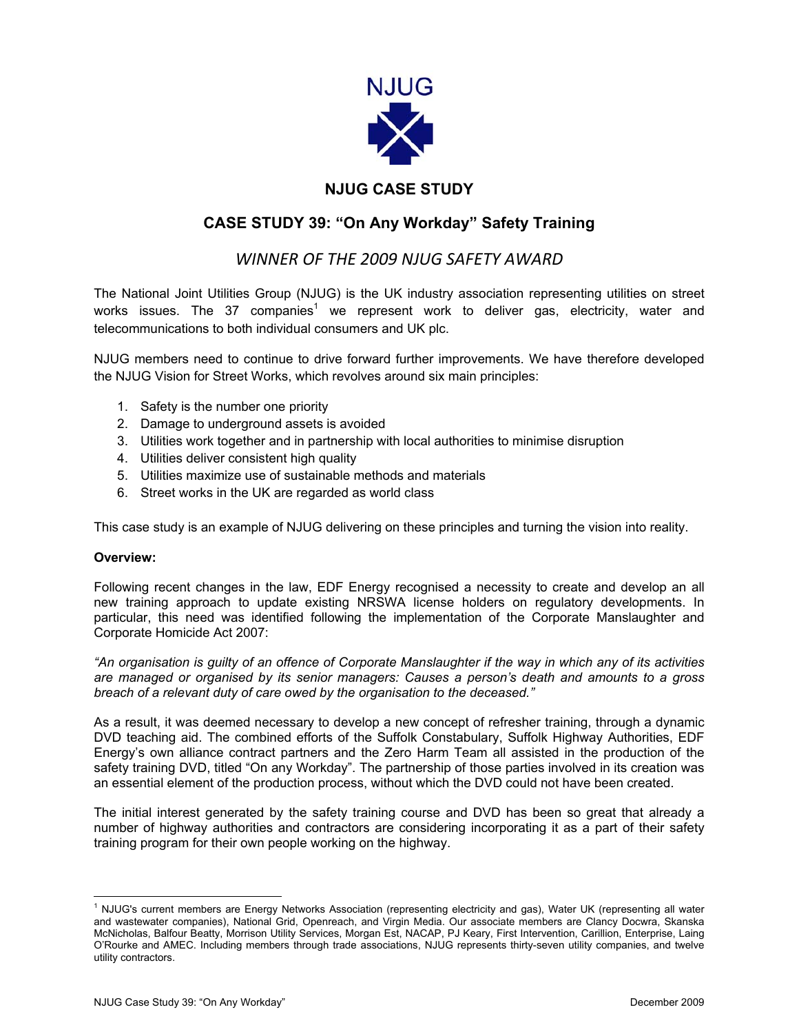NJUG

# NJUG CASE STUDY

## CASE STUDY 39: "On Any Workday" Safety Training

### *WINNER OF THE 2009 NJUG SAFETY AWARD*

The National Joint Utilities Group (NJUG) is the UK industry association representing utilities on street works issues. The 37 companies[1] we represent work to deliver gas, electricity, water and telecommunications to both individual consumers and UK plc.

NJUG members need to continue to drive forward further improvements. We have therefore developed the NJUG Vision for Street Works, which revolves around six main principles:

1. Safety is the number one priority
2. Damage to underground assets is avoided
3. Utilities work together and in partnership with local authorities to minimise disruption
4. Utilities deliver consistent high quality
5. Utilities maximize use of sustainable methods and materials
6. Street works in the UK are regarded as world class

This case study is an example of NJUG delivering on these principles and turning the vision into reality.

**Overview:**

Following recent changes in the law, EDF Energy recognised a necessity to create and develop an all new training approach to update existing NRSWA license holders on regulatory developments. In particular, this need was identified following the implementation of the Corporate Manslaughter and Corporate Homicide Act 2007:

*"An organisation is guilty of an offence of Corporate Manslaughter if the way in which any of its activities are managed or organised by its senior managers: Causes a person's death and amounts to a gross breach of a relevant duty of care owed by the organisation to the deceased."*

As a result, it was deemed necessary to develop a new concept of refresher training, through a dynamic DVD teaching aid. The combined efforts of the Suffolk Constabulary, Suffolk Highway Authorities, EDF Energy's own alliance contract partners and the Zero Harm Team all assisted in the production of the safety training DVD, titled "On any Workday". The partnership of those parties involved in its creation was an essential element of the production process, without which the DVD could not have been created.

The initial interest generated by the safety training course and DVD has been so great that already a number of highway authorities and contractors are considering incorporating it as a part of their safety training program for their own people working on the highway.

---

[1] NJUG's current members are Energy Networks Association (representing electricity and gas), Water UK (representing all water and wastewater companies), National Grid, Openreach, and Virgin Media. Our associate members are Clancy Docwra, Skanska McNicholas, Balfour Beatty, Morrison Utility Services, Morgan Est, NACAP, PJ Keary, First Intervention, Carillion, Enterprise, Laing O'Rourke and AMEC. Including members through trade associations, NJUG represents thirty-seven utility companies, and twelve utility contractors.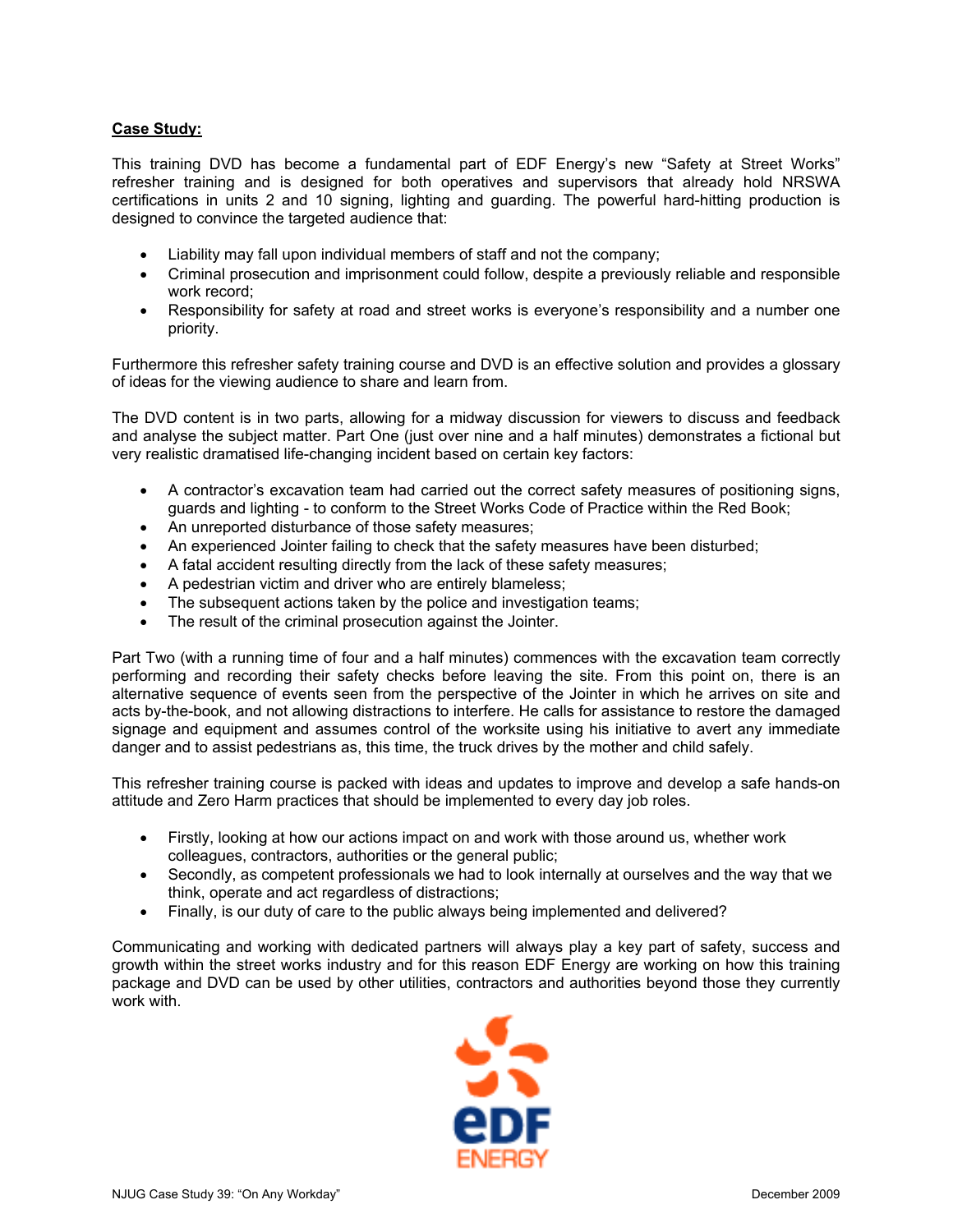**Case Study:**

This training DVD has become a fundamental part of EDF Energy's new "Safety at Street Works" refresher training and is designed for both operatives and supervisors that already hold NRSWA certifications in units 2 and 10 signing, lighting and guarding. The powerful hard-hitting production is designed to convince the targeted audience that:

- Liability may fall upon individual members of staff and not the company;
- Criminal prosecution and imprisonment could follow, despite a previously reliable and responsible work record;
- Responsibility for safety at road and street works is everyone's responsibility and a number one priority.

Furthermore this refresher safety training course and DVD is an effective solution and provides a glossary of ideas for the viewing audience to share and learn from.

The DVD content is in two parts, allowing for a midway discussion for viewers to discuss and feedback and analyse the subject matter. Part One (just over nine and a half minutes) demonstrates a fictional but very realistic dramatised life-changing incident based on certain key factors:

- A contractor's excavation team had carried out the correct safety measures of positioning signs, guards and lighting - to conform to the Street Works Code of Practice within the Red Book;
- An unreported disturbance of those safety measures;
- An experienced Jointer failing to check that the safety measures have been disturbed;
- A fatal accident resulting directly from the lack of these safety measures;
- A pedestrian victim and driver who are entirely blameless;
- The subsequent actions taken by the police and investigation teams;
- The result of the criminal prosecution against the Jointer.

Part Two (with a running time of four and a half minutes) commences with the excavation team correctly performing and recording their safety checks before leaving the site. From this point on, there is an alternative sequence of events seen from the perspective of the Jointer in which he arrives on site and acts by-the-book, and not allowing distractions to interfere. He calls for assistance to restore the damaged signage and equipment and assumes control of the worksite using his initiative to avert any immediate danger and to assist pedestrians as, this time, the truck drives by the mother and child safely.

This refresher training course is packed with ideas and updates to improve and develop a safe hands-on attitude and Zero Harm practices that should be implemented to every day job roles.

- Firstly, looking at how our actions impact on and work with those around us, whether work colleagues, contractors, authorities or the general public;
- Secondly, as competent professionals we had to look internally at ourselves and the way that we think, operate and act regardless of distractions;
- Finally, is our duty of care to the public always being implemented and delivered?

Communicating and working with dedicated partners will always play a key part of safety, success and growth within the street works industry and for this reason EDF Energy are working on how this training package and DVD can be used by other utilities, contractors and authorities beyond those they currently work with.